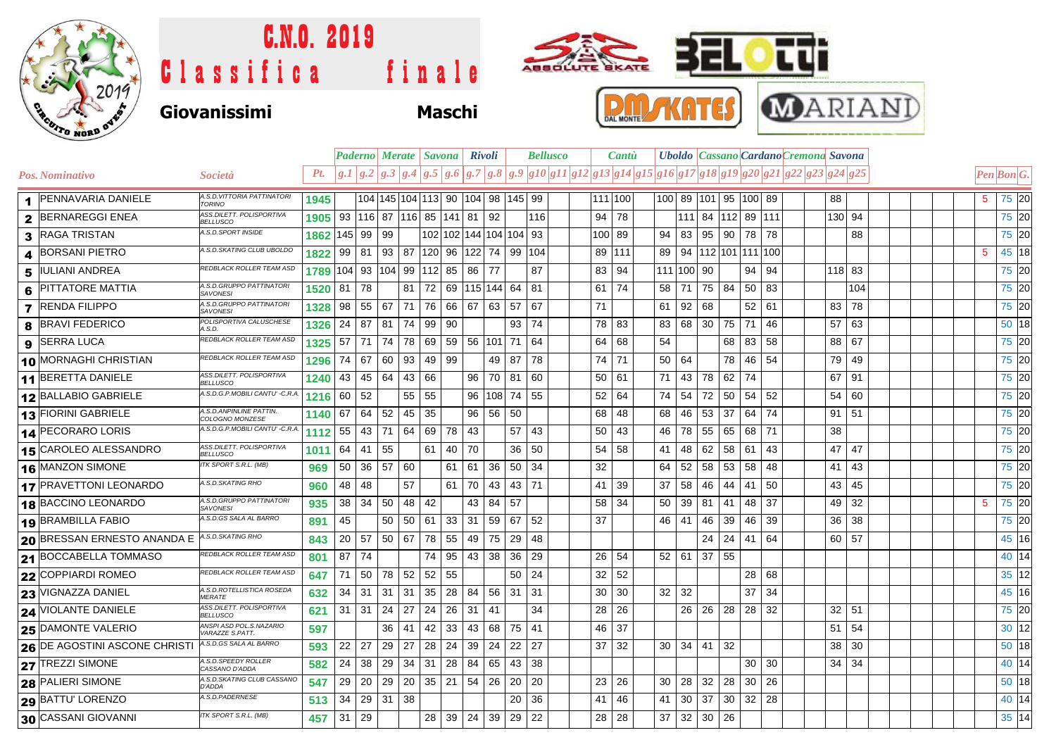# C.N.O. 2019

# Classifica finale

**Giovanissimi** **Maschi**

| Pos. | Nominativo | Società | Pt. | Paderno | | Merate | | Savona | | Rivoli | | Bellusco | | | | Cantù | | | Uboldo | | Cassano | | Cardano | | Cremona | | Savona | | Pen | Bon | G. |
|---|---|---|---|---|---|---|---|---|---|---|---|---|---|---|---|---|---|---|---|---|---|---|---|---|---|---|---|---|---|---|---|
| | | | | g.1 | g.2 | g.3 | g.4 | g.5 | g.6 | g.7 | g.8 | g.9 | g10 | g11 | g12 | g13 | g14 | g15 | g16 | g17 | g18 | g19 | g20 | g21 | g22 | g23 | g24 | g25 | | | |
| 1 | PENNAVARIA DANIELE | A.S.D.VITTORIA PATTINATORI TORINO | 1945 | | 104 | 145 | 104 | 113 | 90 | 104 | 98 | 145 | 99 | | | 111 | 100 | | 100 | 89 | 101 | 95 | 100 | 89 | | | 88 | | 5 | 75 | 20 |
| 2 | BERNAREGGI ENEA | ASS.DILETT. POLISPORTIVA BELLUSCO | 1905 | 93 | 116 | 87 | 116 | 85 | 141 | 81 | 92 | | 116 | | | 94 | 78 | | | 111 | 84 | 112 | 89 | 111 | | | 130 | 94 | | 75 | 20 |
| 3 | RAGA TRISTAN | A.S.D.SPORT INSIDE | 1862 | 145 | 99 | 99 | | 102 | 102 | 144 | 104 | 104 | 93 | | | 100 | 89 | | 94 | 83 | 95 | 90 | 78 | 78 | | | | 88 | | 75 | 20 |
| 4 | BORSANI PIETRO | A.S.D.SKATING CLUB UBOLDO | 1822 | 99 | 81 | 93 | 87 | 120 | 96 | 122 | 74 | 99 | 104 | | | 89 | 111 | | 89 | 94 | 112 | 101 | 111 | 100 | | | | | 5 | 45 | 18 |
| 5 | IULIANI ANDREA | REDBLACK ROLLER TEAM ASD | 1789 | 104 | 93 | 104 | 99 | 112 | 85 | 86 | 77 | | 87 | | | 83 | 94 | | 111 | 100 | 90 | | 94 | 94 | | | 118 | 83 | | 75 | 20 |
| 6 | PITTATORE MATTIA | A.S.D.GRUPPO PATTINATORI SAVONESI | 1520 | 81 | 78 | | 81 | 72 | 69 | 115 | 144 | 64 | 81 | | | 61 | 74 | | 58 | 71 | 75 | 84 | 50 | 83 | | | | 104 | | 75 | 20 |
| 7 | RENDA FILIPPO | A.S.D.GRUPPO PATTINATORI SAVONESI | 1328 | 98 | 55 | 67 | 71 | 76 | 66 | 67 | 63 | 57 | 67 | | | 71 | | | 61 | 92 | 68 | | 52 | 61 | | | 83 | 78 | | 75 | 20 |
| 8 | BRAVI FEDERICO | POLISPORTIVA CALUSCHESE A.S.D. | 1326 | 24 | 87 | 81 | 74 | 99 | 90 | | | 93 | 74 | | | 78 | 83 | | 83 | 68 | 30 | 75 | 71 | 46 | | | 57 | 63 | | 50 | 18 |
| 9 | SERRA LUCA | REDBLACK ROLLER TEAM ASD | 1325 | 57 | 71 | 74 | 78 | 69 | 59 | 56 | 101 | 71 | 64 | | | 64 | 68 | | 54 | | | 68 | 83 | 58 | | | 88 | 67 | | 75 | 20 |
| 10 | MORNAGHI CHRISTIAN | REDBLACK ROLLER TEAM ASD | 1296 | 74 | 67 | 60 | 93 | 49 | 99 | | 49 | 87 | 78 | | | 74 | 71 | | 50 | 64 | | 78 | 46 | 54 | | | 79 | 49 | | 75 | 20 |
| 11 | BERETTA DANIELE | ASS.DILETT. POLISPORTIVA BELLUSCO | 1240 | 43 | 45 | 64 | 43 | 66 | | 96 | 70 | 81 | 60 | | | 50 | 61 | | 71 | 43 | 78 | 62 | 74 | | | | 67 | 91 | | 75 | 20 |
| 12 | BALLABIO GABRIELE | A.S.D.G.P.MOBILI CANTU' -C.R.A. | 1216 | 60 | 52 | | 55 | 55 | | 96 | 108 | 74 | 55 | | | 52 | 64 | | 74 | 54 | 72 | 50 | 54 | 52 | | | 54 | 60 | | 75 | 20 |
| 13 | FIORINI GABRIELE | A.S.D.ANPINLINE PATTIN. COLOGNO MONZESE | 1140 | 67 | 64 | 52 | 45 | 35 | | 96 | 56 | 50 | | | | 68 | 48 | | 68 | 46 | 53 | 37 | 64 | 74 | | | 91 | 51 | | 75 | 20 |
| 14 | PECORARO LORIS | A.S.D.G.P.MOBILI CANTU' -C.R.A. | 1112 | 55 | 43 | 71 | 64 | 69 | 78 | 43 | | 57 | 43 | | | 50 | 43 | | 46 | 78 | 55 | 65 | 68 | 71 | | | 38 | | | 75 | 20 |
| 15 | CAROLEO ALESSANDRO | ASS.DILETT. POLISPORTIVA BELLUSCO | 1011 | 64 | 41 | 55 | | 61 | 40 | 70 | | 36 | 50 | | | 54 | 58 | | 41 | 48 | 62 | 58 | 61 | 43 | | | 47 | 47 | | 75 | 20 |
| 16 | MANZON SIMONE | ITK SPORT S.R.L. (MB) | 969 | 50 | 36 | 57 | 60 | | 61 | 61 | 36 | 50 | 34 | | | 32 | | | 64 | 52 | 58 | 53 | 58 | 48 | | | 41 | 43 | | 75 | 20 |
| 17 | PRAVETTONI LEONARDO | A.S.D.SKATING RHO | 960 | 48 | 48 | | 57 | | 61 | 70 | 43 | 43 | 71 | | | 41 | 39 | | 37 | 58 | 46 | 44 | 41 | 50 | | | 43 | 45 | | 75 | 20 |
| 18 | BACCINO LEONARDO | A.S.D.GRUPPO PATTINATORI SAVONESI | 935 | 38 | 34 | 50 | 48 | 42 | | 43 | 84 | 57 | | | | 58 | 34 | | 50 | 39 | 81 | 41 | 48 | 37 | | | 49 | 32 | 5 | 75 | 20 |
| 19 | BRAMBILLA FABIO | A.S.D.GS SALA AL BARRO | 891 | 45 | | 50 | 50 | 61 | 33 | 31 | 59 | 67 | 52 | | | 37 | | | 46 | 41 | 46 | 39 | 46 | 39 | | | 36 | 38 | | 75 | 20 |
| 20 | BRESSAN ERNESTO ANANDA E | A.S.D.SKATING RHO | 843 | 20 | 57 | 50 | 67 | 78 | 55 | 49 | 75 | 29 | 48 | | | | | | | | 24 | 24 | 41 | 64 | | | 60 | 57 | | 45 | 16 |
| 21 | BOCCABELLA TOMMASO | REDBLACK ROLLER TEAM ASD | 801 | 87 | 74 | | | 74 | 95 | 43 | 38 | 36 | 29 | | | 26 | 54 | | 52 | 61 | 37 | 55 | | | | | | | | 40 | 14 |
| 22 | COPPIARDI ROMEO | REDBLACK ROLLER TEAM ASD | 647 | 71 | 50 | 78 | 52 | 52 | 55 | | | 50 | 24 | | | 32 | 52 | | | | | | 28 | 68 | | | | | | 35 | 12 |
| 23 | VIGNAZZA DANIEL | A.S.D.ROTELLISTICA ROSEDA MERATE | 632 | 34 | 31 | 31 | 31 | 35 | 28 | 84 | 56 | 31 | 31 | | | 30 | 30 | | 32 | 32 | | | 37 | 34 | | | | | | 45 | 16 |
| 24 | VIOLANTE DANIELE | ASS.DILETT. POLISPORTIVA BELLUSCO | 621 | 31 | 31 | 24 | 27 | 24 | 26 | 31 | 41 | | 34 | | | 28 | 26 | | | 26 | 26 | 28 | 28 | 32 | | | 32 | 51 | | 75 | 20 |
| 25 | DAMONTE VALERIO | ANSPI ASD POL.S.NAZARIO VARAZZE S.PATT. | 597 | | | 36 | 41 | 42 | 33 | 43 | 68 | 75 | 41 | | | 46 | 37 | | | | | | | | | | 51 | 54 | | 30 | 12 |
| 26 | DE AGOSTINI ASCONE CHRISTI | A.S.D.GS SALA AL BARRO | 593 | 22 | 27 | 29 | 27 | 28 | 24 | 39 | 24 | 22 | 27 | | | 37 | 32 | | 30 | 34 | 41 | 32 | | | | | 38 | 30 | | 50 | 18 |
| 27 | TREZZI SIMONE | A.S.D.SPEEDY ROLLER CASSANO D'ADDA | 582 | 24 | 38 | 29 | 34 | 31 | 28 | 84 | 65 | 43 | 38 | | | | | | | | | | 30 | 30 | | | 34 | 34 | | 40 | 14 |
| 28 | PALIERI SIMONE | A.S.D.SKATING CLUB CASSANO D'ADDA | 547 | 29 | 20 | 29 | 20 | 35 | 21 | 54 | 26 | 20 | 20 | | | 23 | 26 | | 30 | 28 | 32 | 28 | 30 | 26 | | | | | | 50 | 18 |
| 29 | BATTU' LORENZO | A.S.D.PADERNESE | 513 | 34 | 29 | 31 | 38 | | | | | 20 | 36 | | | 41 | 46 | | 41 | 30 | 37 | 30 | 32 | 28 | | | | | | 40 | 14 |
| 30 | CASSANI GIOVANNI | ITK SPORT S.R.L. (MB) | 457 | 31 | 29 | | | 28 | 39 | 24 | 39 | 29 | 22 | | | 28 | 28 | | 37 | 32 | 30 | 26 | | | | | | | | 35 | 14 |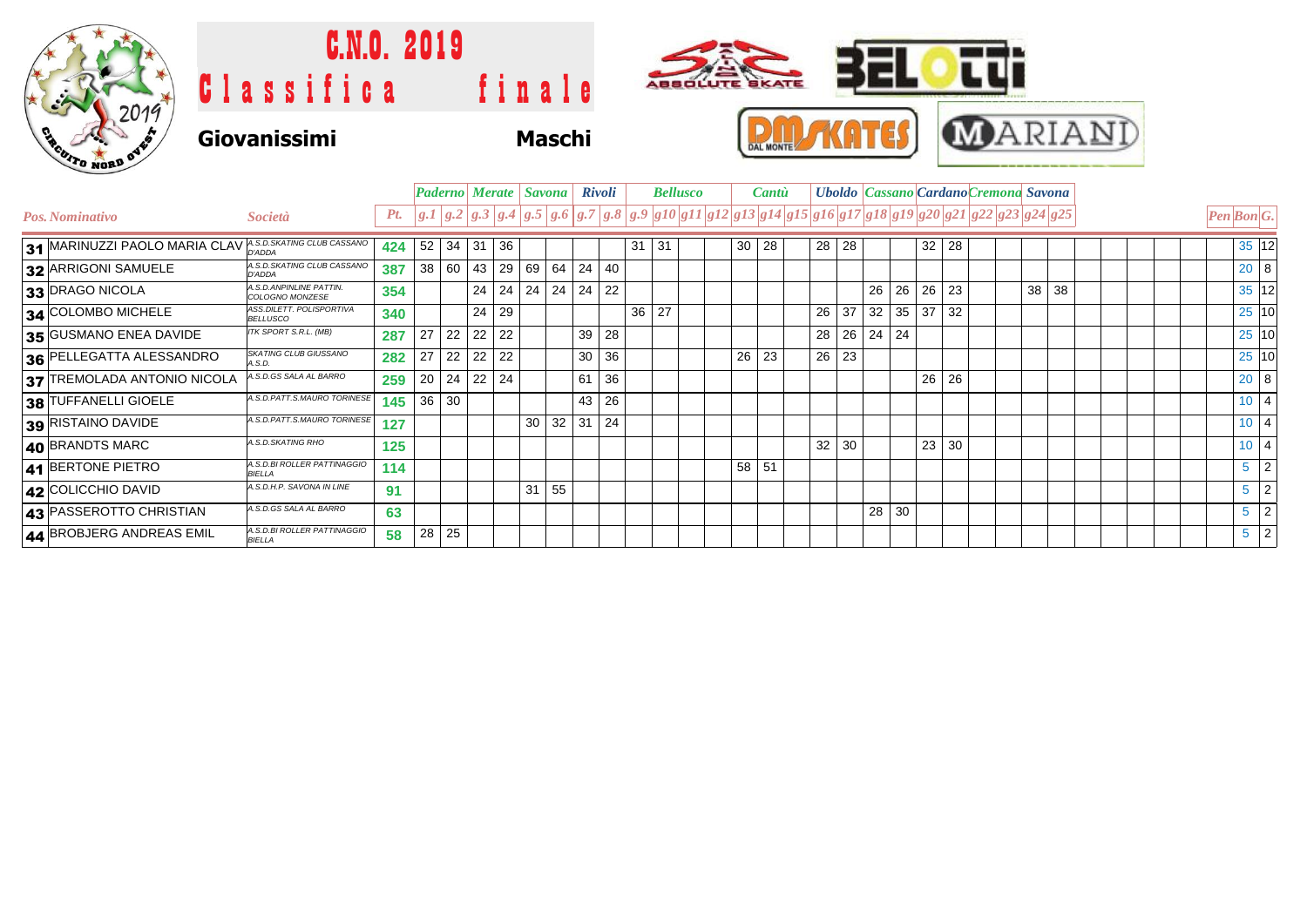# C.N.O. 2019

## Classifica finale

**Giovanissimi** **Maschi**

| Pos. | Nominativo | Società | Pt. | Paderno | | Merate | | Savona | | Rivoli | | Bellusco | | | | Cantù | | | Uboldo | | Cassano | | Cardano | | Cremona | | Savona | | Pen | Bon | G. |
|---|---|---|---|---|---|---|---|---|---|---|---|---|---|---|---|---|---|---|---|---|---|---|---|---|---|---|---|---|---|---|---|
| | | | | g.1 | g.2 | g.3 | g.4 | g.5 | g.6 | g.7 | g.8 | g.9 | g10 | g11 | g12 | g13 | g14 | g15 | g16 | g17 | g18 | g19 | g20 | g21 | g22 | g23 | g24 | g25 | | | |
| 31 | MARINUZZI PAOLO MARIA CLAV | A.S.D.SKATING CLUB CASSANO D'ADDA | 424 | 52 | 34 | 31 | 36 | | | | | 31 | 31 | | | 30 | 28 | | 28 | 28 | | | 32 | 28 | | | | | | 35 | 12 |
| 32 | ARRIGONI SAMUELE | A.S.D.SKATING CLUB CASSANO D'ADDA | 387 | 38 | 60 | 43 | 29 | 69 | 64 | 24 | 40 | | | | | | | | | | | | | | | | | | | 20 | 8 |
| 33 | DRAGO NICOLA | A.S.D.ANPINLINE PATTIN. COLOGNO MONZESE | 354 | | | 24 | 24 | 24 | 24 | 24 | 22 | | | | | | | | | | 26 | 26 | 26 | 23 | | | 38 | 38 | | 35 | 12 |
| 34 | COLOMBO MICHELE | ASS.DILETT. POLISPORTIVA BELLUSCO | 340 | | | 24 | 29 | | | | | 36 | 27 | | | | | | 26 | 37 | 32 | 35 | 37 | 32 | | | | | | 25 | 10 |
| 35 | GUSMANO ENEA DAVIDE | ITK SPORT S.R.L. (MB) | 287 | 27 | 22 | 22 | 22 | | | 39 | 28 | | | | | | | | 28 | 26 | 24 | 24 | | | | | | | | 25 | 10 |
| 36 | PELLEGATTA ALESSANDRO | SKATING CLUB GIUSSANO A.S.D. | 282 | 27 | 22 | 22 | 22 | | | 30 | 36 | | | | | 26 | 23 | | 26 | 23 | | | | | | | | | | 25 | 10 |
| 37 | TREMOLADA ANTONIO NICOLA | A.S.D.GS SALA AL BARRO | 259 | 20 | 24 | 22 | 24 | | | 61 | 36 | | | | | | | | | | | | 26 | 26 | | | | | | 20 | 8 |
| 38 | TUFFANELLI GIOELE | A.S.D.PATT.S.MAURO TORINESE | 145 | 36 | 30 | | | | | 43 | 26 | | | | | | | | | | | | | | | | | | | 10 | 4 |
| 39 | RISTAINO DAVIDE | A.S.D.PATT.S.MAURO TORINESE | 127 | | | | | 30 | 32 | 31 | 24 | | | | | | | | | | | | | | | | | | | 10 | 4 |
| 40 | BRANDTS MARC | A.S.D.SKATING RHO | 125 | | | | | | | | | | | | | | | | 32 | 30 | | | 23 | 30 | | | | | | 10 | 4 |
| 41 | BERTONE PIETRO | A.S.D.BI ROLLER PATTINAGGIO BIELLA | 114 | | | | | | | | | | | | | 58 | 51 | | | | | | | | | | | | | 5 | 2 |
| 42 | COLICCHIO DAVID | A.S.D.H.P. SAVONA IN LINE | 91 | | | | | 31 | 55 | | | | | | | | | | | | | | | | | | | | | 5 | 2 |
| 43 | PASSEROTTO CHRISTIAN | A.S.D.GS SALA AL BARRO | 63 | | | | | | | | | | | | | | | | | | 28 | 30 | | | | | | | | 5 | 2 |
| 44 | BROBJERG ANDREAS EMIL | A.S.D.BI ROLLER PATTINAGGIO BIELLA | 58 | 28 | 25 | | | | | | | | | | | | | | | | | | | | | | | | | 5 | 2 |